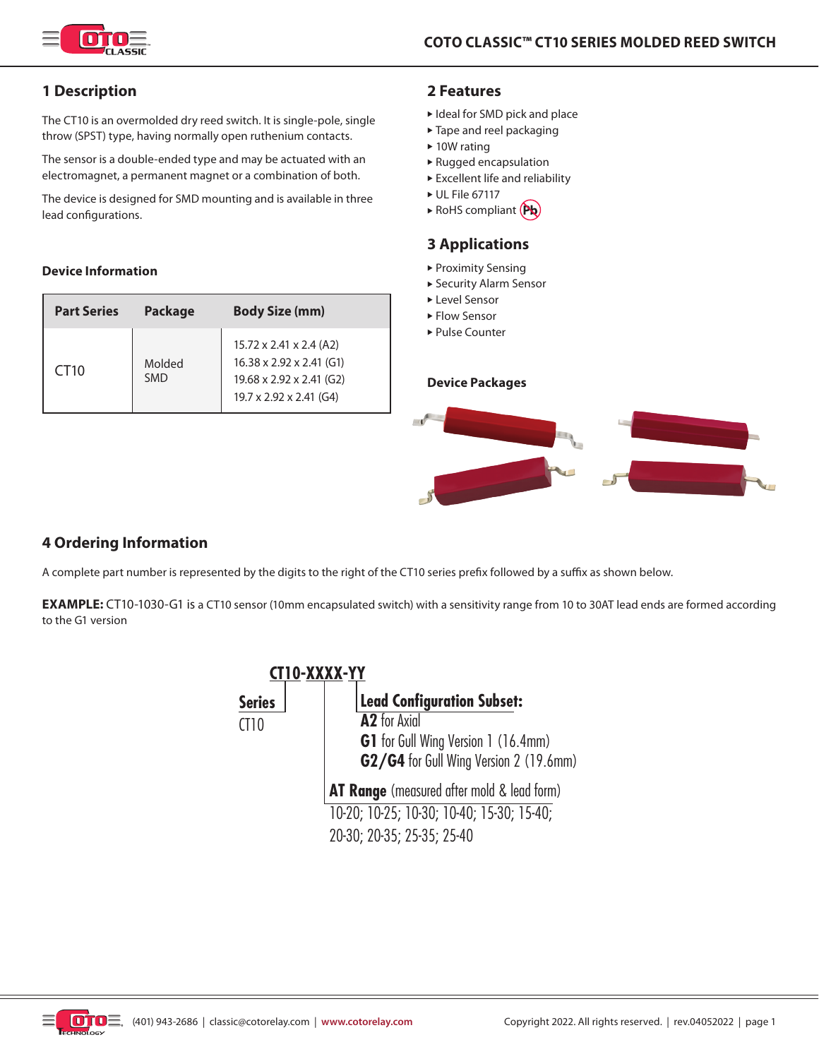# COTO CLASSIC™ CT10 SERIES MOLDED REED SWITCH

## 1 Description

The CT10 is an overmolded dry reed switch. It is single-pole, single throw (SPST) type, having normally open ruthenium contacts.

The sensor is a double-ended type and may be actuated with an electromagnet, a permanent magnet or a combination of both.

The device is designed for SMD mounting and is available in three lead configurations.

### Device Information

| Part Series | Package | Body Size (mm) |
|---|---|---|
| CT10 | Molded SMD | 15.72 x 2.41 x 2.4 (A2)<br>16.38 x 2.92 x 2.41 (G1)<br>19.68 x 2.92 x 2.41 (G2)<br>19.7 x 2.92 x 2.41 (G4) |

## 2 Features

- Ideal for SMD pick and place
- Tape and reel packaging
- 10W rating
- Rugged encapsulation
- Excellent life and reliability
- UL File 67117
- RoHS compliant

## 3 Applications

- Proximity Sensing
- Security Alarm Sensor
- Level Sensor
- Flow Sensor
- Pulse Counter

### Device Packages

## 4 Ordering Information

A complete part number is represented by the digits to the right of the CT10 series prefix followed by a suffix as shown below.

**EXAMPLE:** CT10-1030-G1 is a CT10 sensor (10mm encapsulated switch) with a sensitivity range from 10 to 30AT lead ends are formed according to the G1 version

**CT10-XXXX-YY**

**Series**
CT10

**Lead Configuration Subset:**
- **A2** for Axial
- **G1** for Gull Wing Version 1 (16.4mm)
- **G2/G4** for Gull Wing Version 2 (19.6mm)

**AT Range** (measured after mold & lead form)
10-20; 10-25; 10-30; 10-40; 15-30; 15-40; 20-30; 20-35; 25-35; 25-40

(401) 943-2686 | classic@cotorelay.com | www.cotorelay.com

Copyright 2022. All rights reserved. | rev.04052022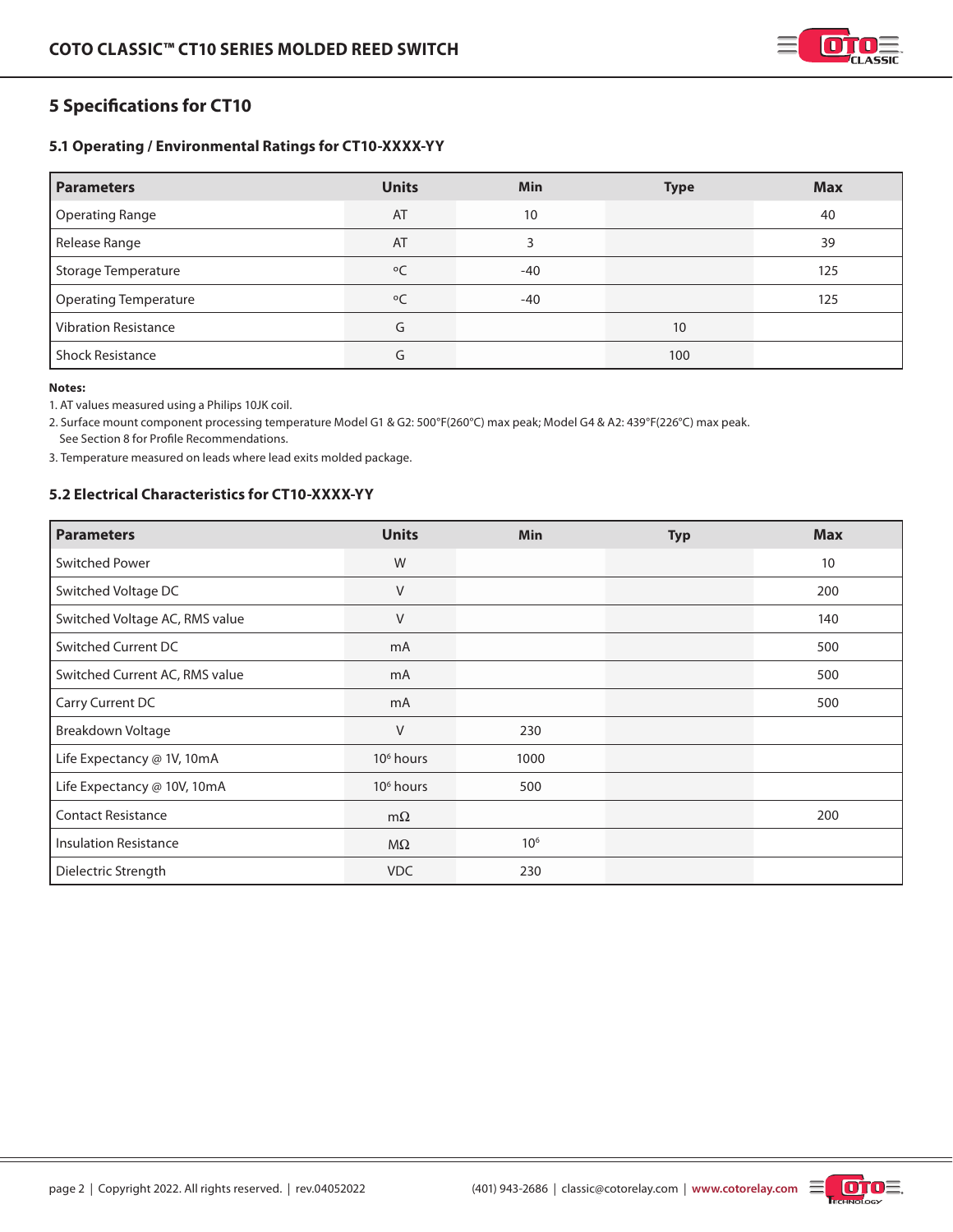## 5 Specifications for CT10

### 5.1 Operating / Environmental Ratings for CT10-XXXX-YY

| Parameters | Units | Min | Type | Max |
|---|---|---|---|---|
| Operating Range | AT | 10 | | 40 |
| Release Range | AT | 3 | | 39 |
| Storage Temperature | ºC | -40 | | 125 |
| Operating Temperature | ºC | -40 | | 125 |
| Vibration Resistance | G | | 10 | |
| Shock Resistance | G | | 100 | |

**Notes:**

1. AT values measured using a Philips 10JK coil.
2. Surface mount component processing temperature Model G1 & G2: 500°F(260°C) max peak; Model G4 & A2: 439°F(226°C) max peak. See Section 8 for Profile Recommendations.
3. Temperature measured on leads where lead exits molded package.

### 5.2 Electrical Characteristics for CT10-XXXX-YY

| Parameters | Units | Min | Typ | Max |
|---|---|---|---|---|
| Switched Power | W | | | 10 |
| Switched Voltage DC | V | | | 200 |
| Switched Voltage AC, RMS value | V | | | 140 |
| Switched Current DC | mA | | | 500 |
| Switched Current AC, RMS value | mA | | | 500 |
| Carry Current DC | mA | | | 500 |
| Breakdown Voltage | V | 230 | | |
| Life Expectancy @ 1V, 10mA | $10^6$ hours | 1000 | | |
| Life Expectancy @ 10V, 10mA | $10^6$ hours | 500 | | |
| Contact Resistance | mΩ | | | 200 |
| Insulation Resistance | MΩ | $10^6$ | | |
| Dielectric Strength | VDC | 230 | | |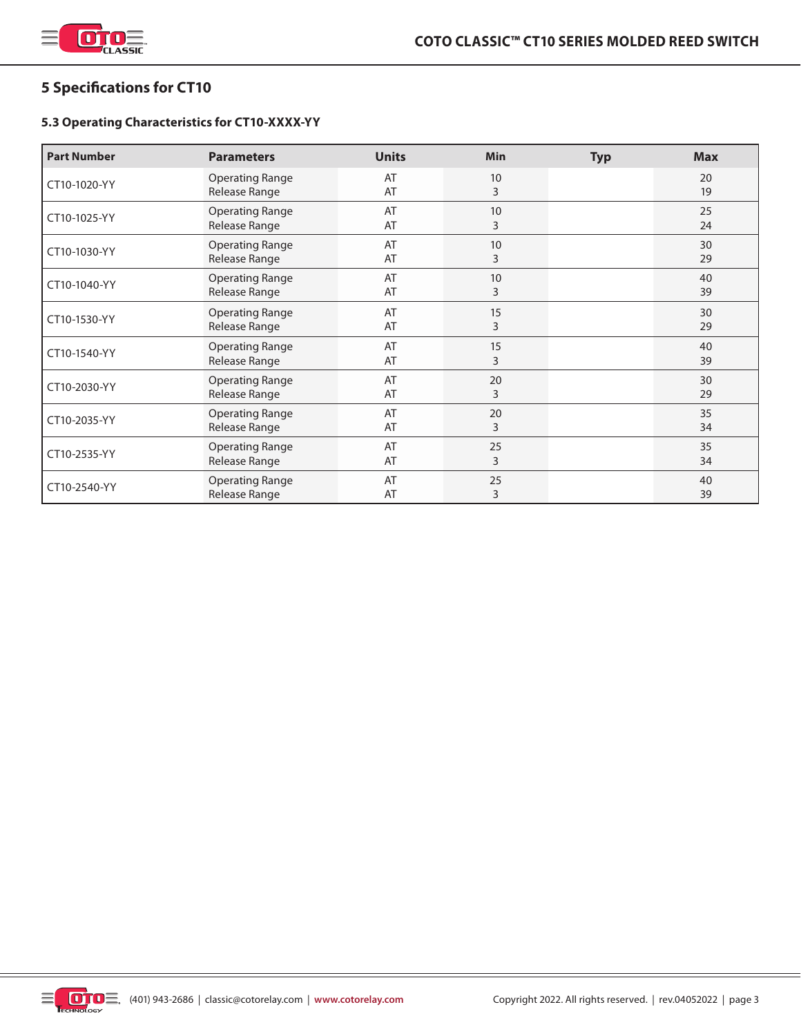## 5 Specifications for CT10

### 5.3 Operating Characteristics for CT10-XXXX-YY

| Part Number | Parameters | Units | Min | Typ | Max |
|---|---|---|---|---|---|
| CT10-1020-YY | Operating Range<br>Release Range | AT<br>AT | 10<br>3 | | 20<br>19 |
| CT10-1025-YY | Operating Range<br>Release Range | AT<br>AT | 10<br>3 | | 25<br>24 |
| CT10-1030-YY | Operating Range<br>Release Range | AT<br>AT | 10<br>3 | | 30<br>29 |
| CT10-1040-YY | Operating Range<br>Release Range | AT<br>AT | 10<br>3 | | 40<br>39 |
| CT10-1530-YY | Operating Range<br>Release Range | AT<br>AT | 15<br>3 | | 30<br>29 |
| CT10-1540-YY | Operating Range<br>Release Range | AT<br>AT | 15<br>3 | | 40<br>39 |
| CT10-2030-YY | Operating Range<br>Release Range | AT<br>AT | 20<br>3 | | 30<br>29 |
| CT10-2035-YY | Operating Range<br>Release Range | AT<br>AT | 20<br>3 | | 35<br>34 |
| CT10-2535-YY | Operating Range<br>Release Range | AT<br>AT | 25<br>3 | | 35<br>34 |
| CT10-2540-YY | Operating Range<br>Release Range | AT<br>AT | 25<br>3 | | 40<br>39 |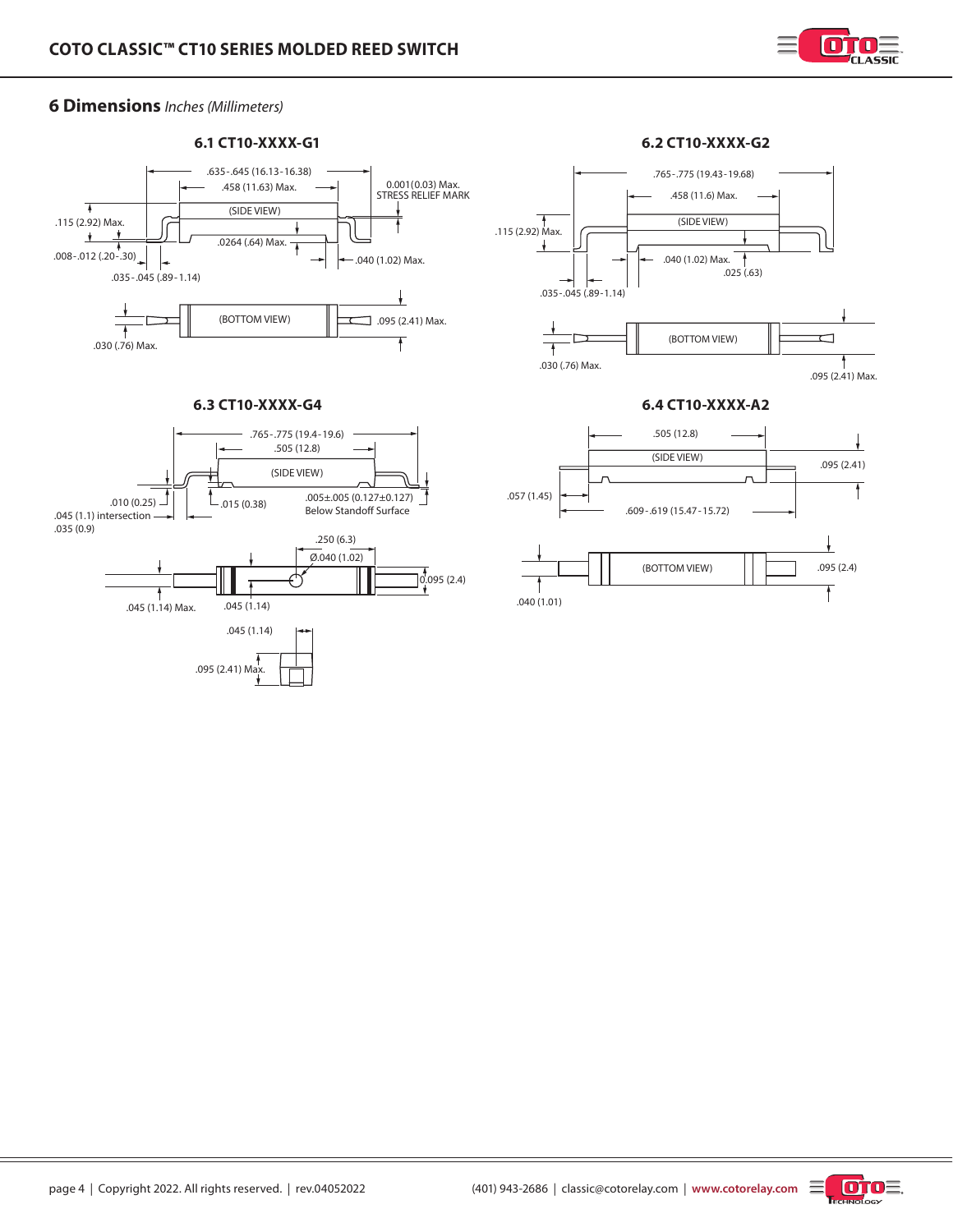## 6 Dimensions *Inches (Millimeters)*

### 6.1 CT10-XXXX-G1

.635-.645 (16.13-16.38)
.458 (11.63) Max.
0.001(0.03) Max.
STRESS RELIEF MARK
(SIDE VIEW)
.115 (2.92) Max.
.0264 (.64) Max.
.008-.012 (.20-.30)
.040 (1.02) Max.
.035-.045 (.89-1.14)
(BOTTOM VIEW)
.095 (2.41) Max.
.030 (.76) Max.

### 6.2 CT10-XXXX-G2

.765-.775 (19.43-19.68)
.458 (11.6) Max.
(SIDE VIEW)
.115 (2.92) Max.
.040 (1.02) Max.
.025 (.63)
.035-.045 (.89-1.14)
(BOTTOM VIEW)
.030 (.76) Max.
.095 (2.41) Max.

### 6.3 CT10-XXXX-G4

.765-.775 (19.4-19.6)
.505 (12.8)
(SIDE VIEW)
.010 (0.25)
.015 (0.38)
.005±.005 (0.127±0.127)
Below Standoff Surface
.045 (1.1) intersection
.035 (0.9)
.250 (6.3)
Ø.040 (1.02)
.095 (2.4)
.045 (1.14) Max.
.045 (1.14)
.045 (1.14)
.095 (2.41) Max.

### 6.4 CT10-XXXX-A2

.505 (12.8)
(SIDE VIEW)
.095 (2.41)
.057 (1.45)
.609-.619 (15.47-15.72)
(BOTTOM VIEW)
.095 (2.4)
.040 (1.01)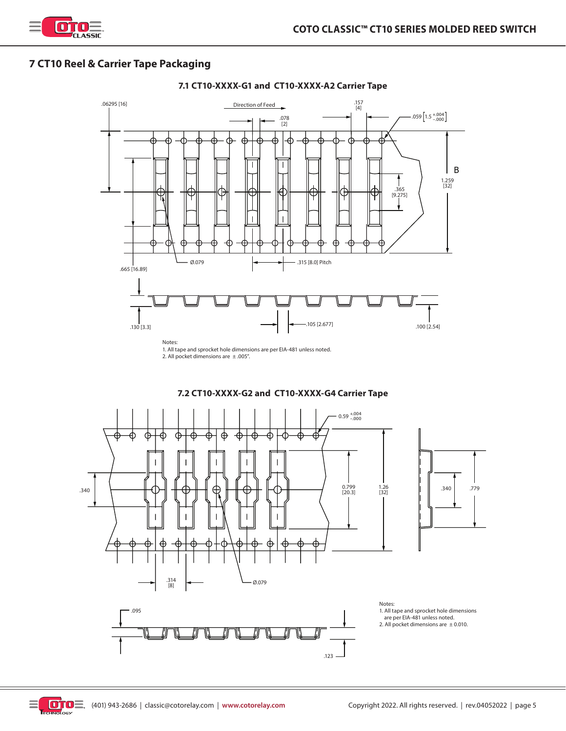## 7 CT10 Reel & Carrier Tape Packaging

### 7.1 CT10-XXXX-G1 and CT10-XXXX-A2 Carrier Tape

.06295 [16]

Direction of Feed

.078 [2]

.157 [4]

.059 [1.5 +.004 −.000]

B

1.259 [32]

.365 [9.275]

Ø.079

.315 [8.0] Pitch

.665 [16.89]

.130 [3.3]

.105 [2.677]

.100 [2.54]

Notes:

1. All tape and sprocket hole dimensions are per EIA-481 unless noted.
2. All pocket dimensions are ± .005".

### 7.2 CT10-XXXX-G2 and CT10-XXXX-G4 Carrier Tape

0.59 +.004 −.000

.340

0.799 [20.3]

1.26 [32]

.340

.779

.314 [8]

Ø.079

.095

.123

Notes:

1. All tape and sprocket hole dimensions are per EIA-481 unless noted.
2. All pocket dimensions are ± 0.010.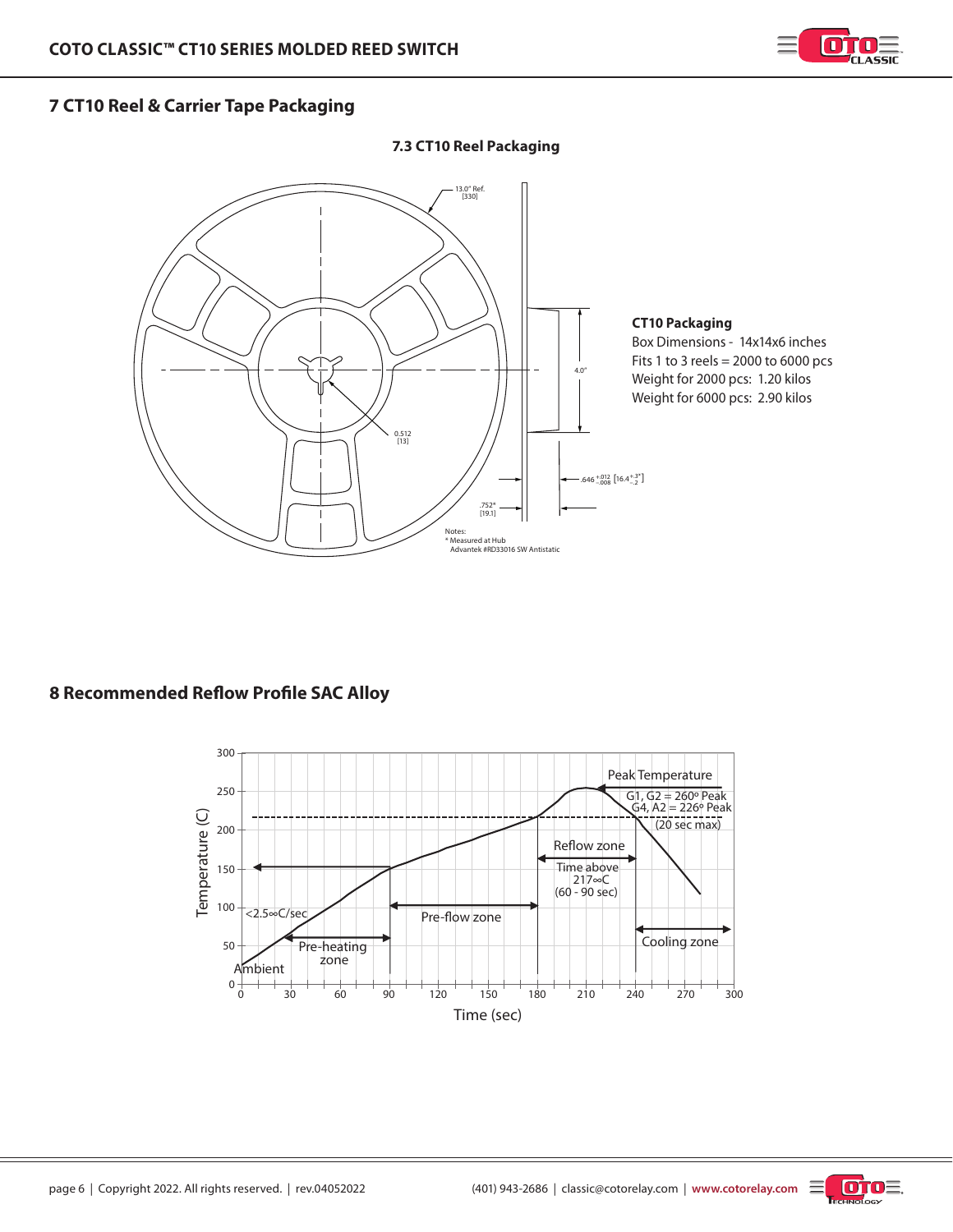## 7 CT10 Reel & Carrier Tape Packaging

### 7.3 CT10 Reel Packaging

13.0" Ref. [330]

4.0"

0.512 [13]

.646 $^{+.012}_{-.008}$ [16.4 $^{+.3}_{-.2}$]

.752* [19.1]

Notes:
* Measured at Hub
Advantek #RD33016 SW Antistatic

**CT10 Packaging**

Box Dimensions - 14x14x6 inches
Fits 1 to 3 reels = 2000 to 6000 pcs
Weight for 2000 pcs: 1.20 kilos
Weight for 6000 pcs: 2.90 kilos

## 8 Recommended Reflow Profile SAC Alloy

Peak Temperature
G1, G2 = 260º Peak
G4, A2 = 226º Peak
(20 sec max)

Reflow zone
Time above 217∞C (60 - 90 sec)

<2.5∞C/sec

Pre-flow zone

Pre-heating zone

Ambient

Cooling zone

Temperature (C)

Time (sec)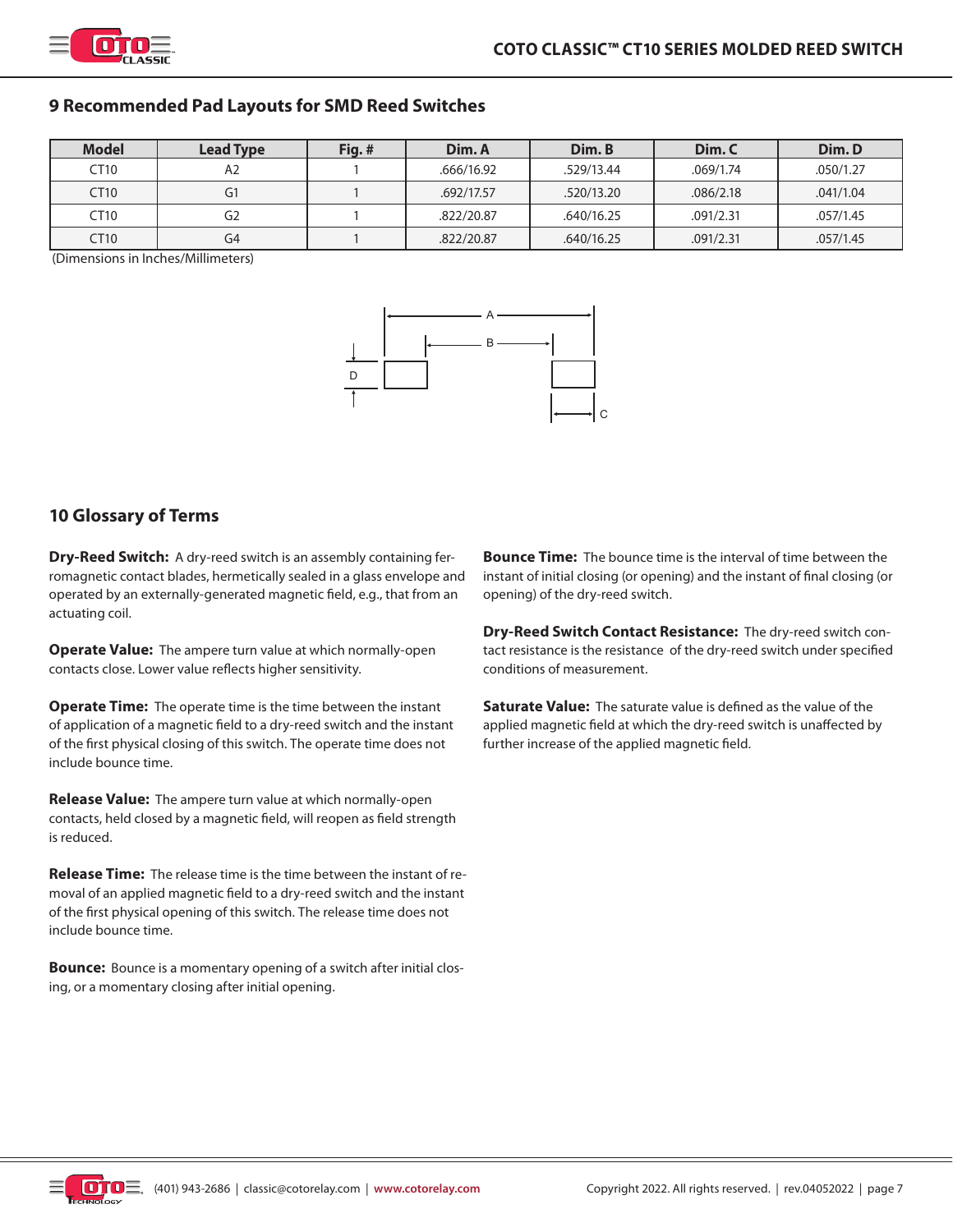## 9 Recommended Pad Layouts for SMD Reed Switches

| Model | Lead Type | Fig. # | Dim. A | Dim. B | Dim. C | Dim. D |
|---|---|---|---|---|---|---|
| CT10 | A2 | 1 | .666/16.92 | .529/13.44 | .069/1.74 | .050/1.27 |
| CT10 | G1 | 1 | .692/17.57 | .520/13.20 | .086/2.18 | .041/1.04 |
| CT10 | G2 | 1 | .822/20.87 | .640/16.25 | .091/2.31 | .057/1.45 |
| CT10 | G4 | 1 | .822/20.87 | .640/16.25 | .091/2.31 | .057/1.45 |

(Dimensions in Inches/Millimeters)

## 10 Glossary of Terms

**Dry-Reed Switch:** A dry-reed switch is an assembly containing ferromagnetic contact blades, hermetically sealed in a glass envelope and operated by an externally-generated magnetic field, e.g., that from an actuating coil.

**Operate Value:** The ampere turn value at which normally-open contacts close. Lower value reflects higher sensitivity.

**Operate Time:** The operate time is the time between the instant of application of a magnetic field to a dry-reed switch and the instant of the first physical closing of this switch. The operate time does not include bounce time.

**Release Value:** The ampere turn value at which normally-open contacts, held closed by a magnetic field, will reopen as field strength is reduced.

**Release Time:** The release time is the time between the instant of removal of an applied magnetic field to a dry-reed switch and the instant of the first physical opening of this switch. The release time does not include bounce time.

**Bounce:** Bounce is a momentary opening of a switch after initial closing, or a momentary closing after initial opening.

**Bounce Time:** The bounce time is the interval of time between the instant of initial closing (or opening) and the instant of final closing (or opening) of the dry-reed switch.

**Dry-Reed Switch Contact Resistance:** The dry-reed switch contact resistance is the resistance of the dry-reed switch under specified conditions of measurement.

**Saturate Value:** The saturate value is defined as the value of the applied magnetic field at which the dry-reed switch is unaffected by further increase of the applied magnetic field.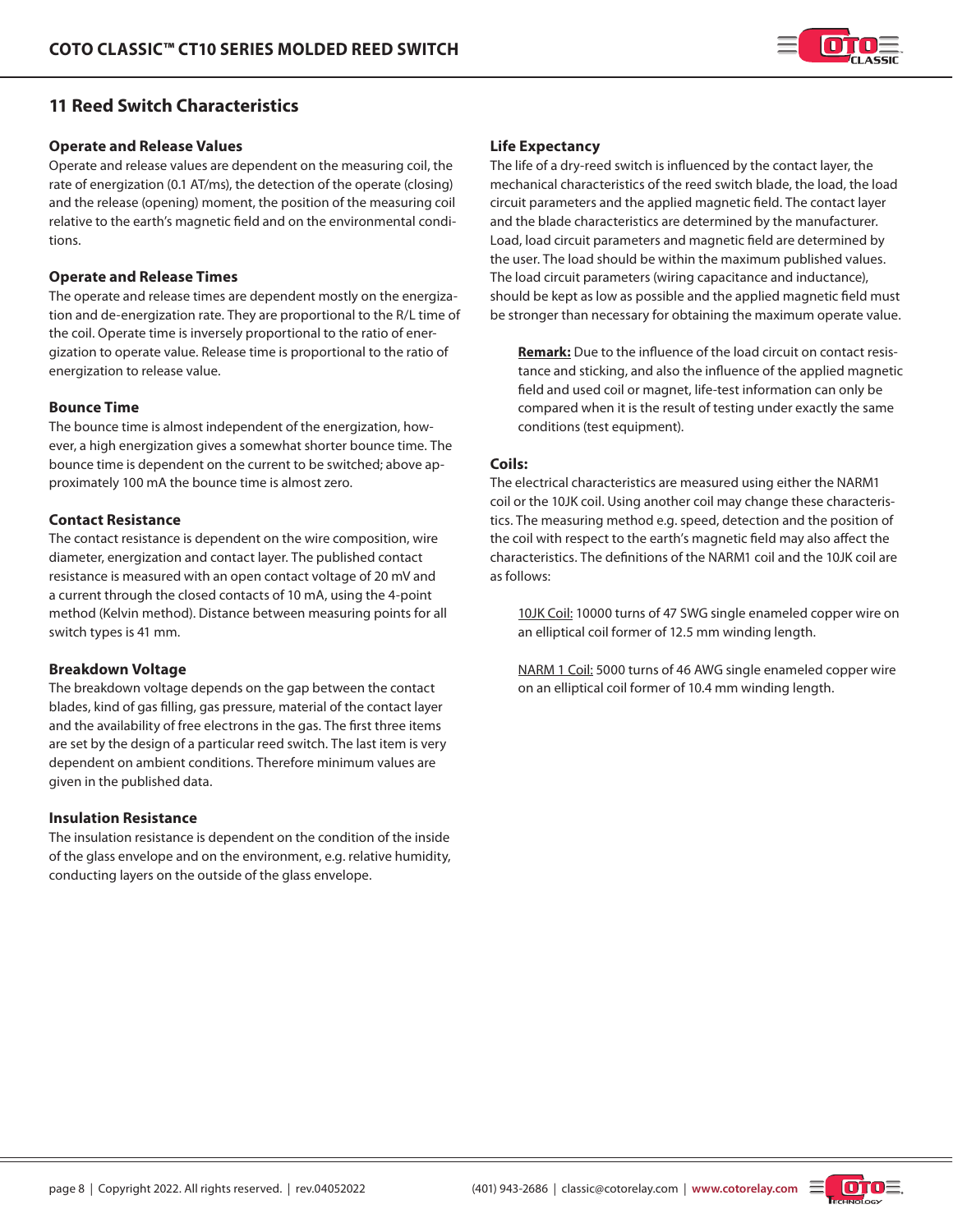## 11 Reed Switch Characteristics

### Operate and Release Values

Operate and release values are dependent on the measuring coil, the rate of energization (0.1 AT/ms), the detection of the operate (closing) and the release (opening) moment, the position of the measuring coil relative to the earth's magnetic field and on the environmental conditions.

### Operate and Release Times

The operate and release times are dependent mostly on the energization and de-energization rate. They are proportional to the R/L time of the coil. Operate time is inversely proportional to the ratio of energization to operate value. Release time is proportional to the ratio of energization to release value.

### Bounce Time

The bounce time is almost independent of the energization, however, a high energization gives a somewhat shorter bounce time. The bounce time is dependent on the current to be switched; above approximately 100 mA the bounce time is almost zero.

### Contact Resistance

The contact resistance is dependent on the wire composition, wire diameter, energization and contact layer. The published contact resistance is measured with an open contact voltage of 20 mV and a current through the closed contacts of 10 mA, using the 4-point method (Kelvin method). Distance between measuring points for all switch types is 41 mm.

### Breakdown Voltage

The breakdown voltage depends on the gap between the contact blades, kind of gas filling, gas pressure, material of the contact layer and the availability of free electrons in the gas. The first three items are set by the design of a particular reed switch. The last item is very dependent on ambient conditions. Therefore minimum values are given in the published data.

### Insulation Resistance

The insulation resistance is dependent on the condition of the inside of the glass envelope and on the environment, e.g. relative humidity, conducting layers on the outside of the glass envelope.

### Life Expectancy

The life of a dry-reed switch is influenced by the contact layer, the mechanical characteristics of the reed switch blade, the load, the load circuit parameters and the applied magnetic field. The contact layer and the blade characteristics are determined by the manufacturer. Load, load circuit parameters and magnetic field are determined by the user. The load should be within the maximum published values. The load circuit parameters (wiring capacitance and inductance), should be kept as low as possible and the applied magnetic field must be stronger than necessary for obtaining the maximum operate value.

> **Remark:** Due to the influence of the load circuit on contact resistance and sticking, and also the influence of the applied magnetic field and used coil or magnet, life-test information can only be compared when it is the result of testing under exactly the same conditions (test equipment).

### Coils:

The electrical characteristics are measured using either the NARM1 coil or the 10JK coil. Using another coil may change these characteristics. The measuring method e.g. speed, detection and the position of the coil with respect to the earth's magnetic field may also affect the characteristics. The definitions of the NARM1 coil and the 10JK coil are as follows:

> 10JK Coil: 10000 turns of 47 SWG single enameled copper wire on an elliptical coil former of 12.5 mm winding length.

> NARM 1 Coil: 5000 turns of 46 AWG single enameled copper wire on an elliptical coil former of 10.4 mm winding length.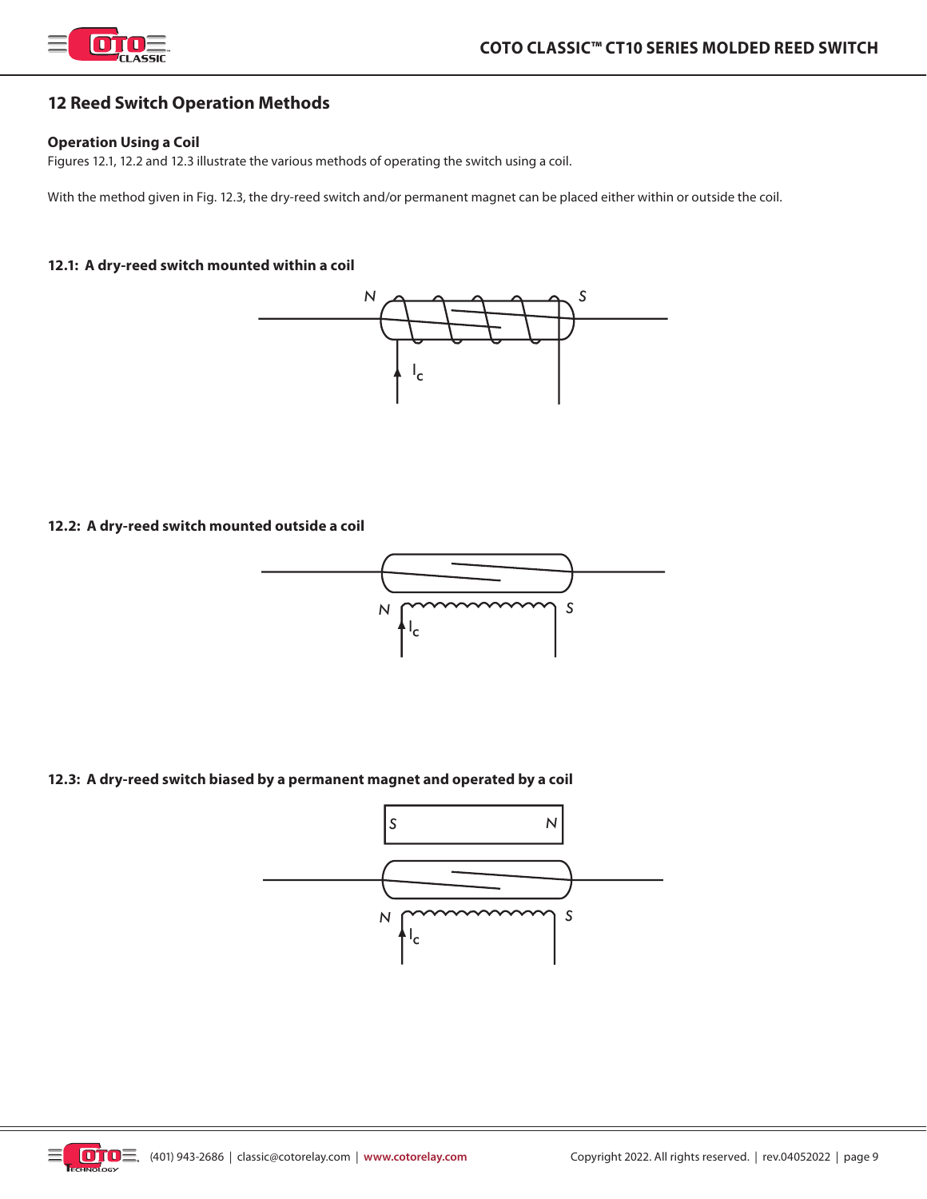## 12 Reed Switch Operation Methods

### Operation Using a Coil

Figures 12.1, 12.2 and 12.3 illustrate the various methods of operating the switch using a coil.

With the method given in Fig. 12.3, the dry-reed switch and/or permanent magnet can be placed either within or outside the coil.

**12.1: A dry-reed switch mounted within a coil**

**12.2: A dry-reed switch mounted outside a coil**

**12.3: A dry-reed switch biased by a permanent magnet and operated by a coil**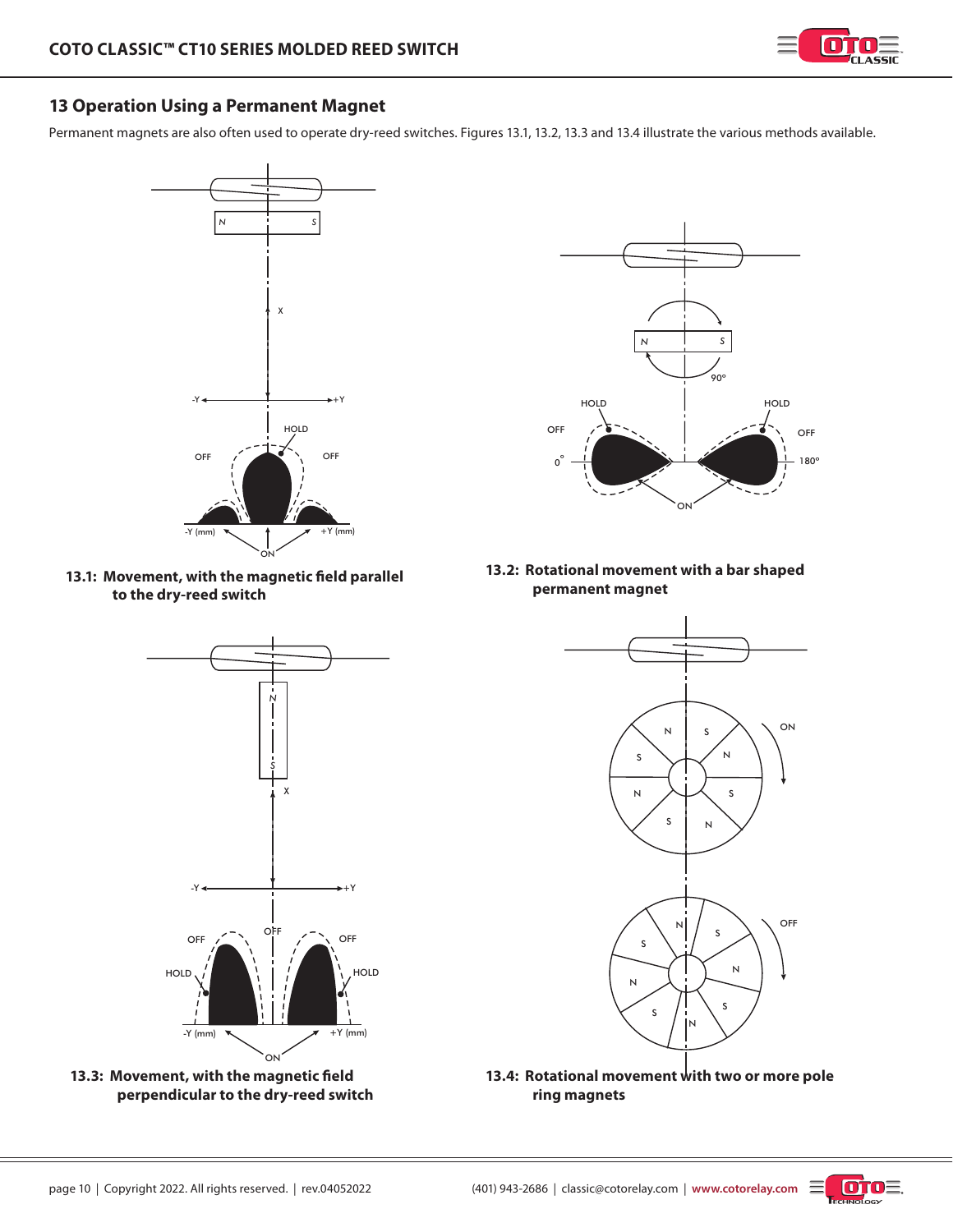## 13 Operation Using a Permanent Magnet

Permanent magnets are also often used to operate dry-reed switches. Figures 13.1, 13.2, 13.3 and 13.4 illustrate the various methods available.

**13.1: Movement, with the magnetic field parallel to the dry-reed switch**

**13.2: Rotational movement with a bar shaped permanent magnet**

**13.3: Movement, with the magnetic field perpendicular to the dry-reed switch**

**13.4: Rotational movement with two or more pole ring magnets**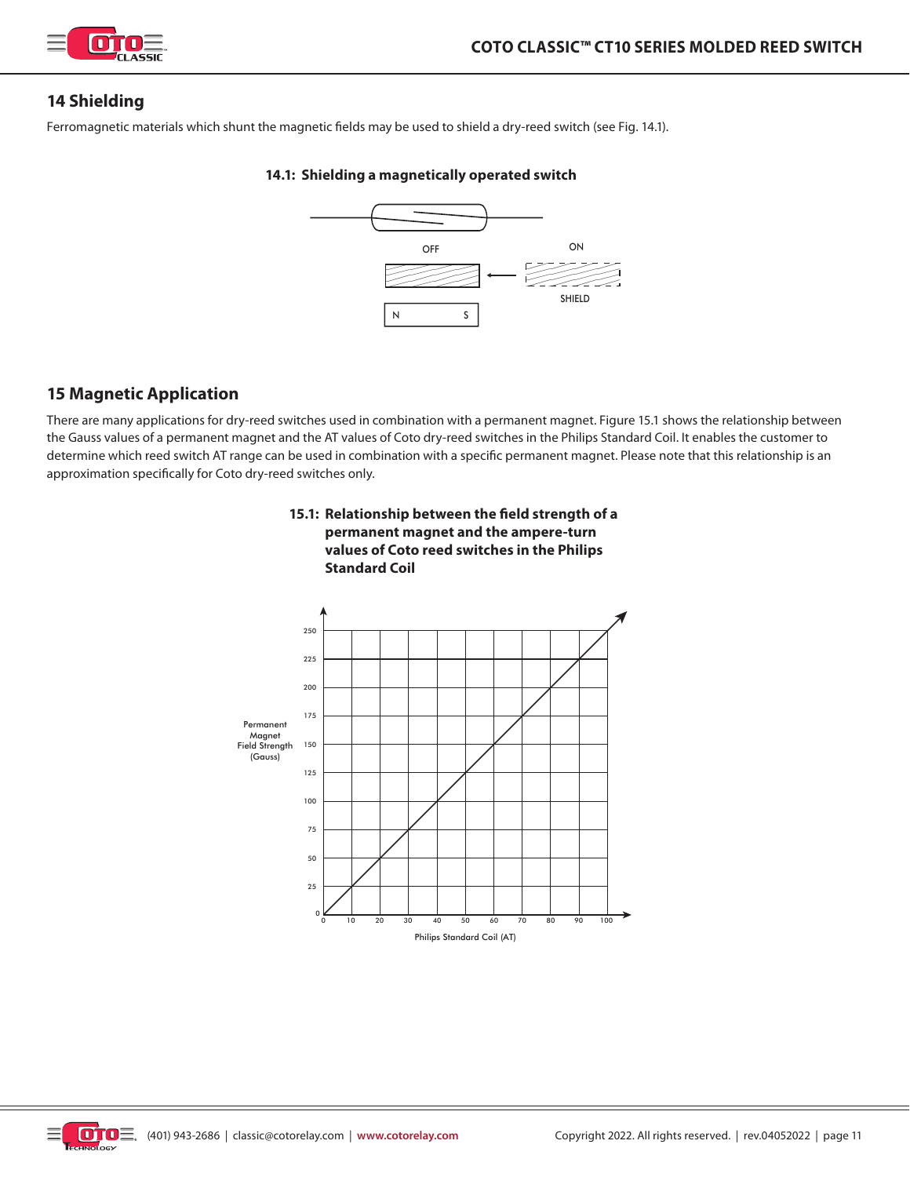## 14 Shielding

Ferromagnetic materials which shunt the magnetic fields may be used to shield a dry-reed switch (see Fig. 14.1).

**14.1: Shielding a magnetically operated switch**

OFF ON

SHIELD

N S

## 15 Magnetic Application

There are many applications for dry-reed switches used in combination with a permanent magnet. Figure 15.1 shows the relationship between the Gauss values of a permanent magnet and the AT values of Coto dry-reed switches in the Philips Standard Coil. It enables the customer to determine which reed switch AT range can be used in combination with a specific permanent magnet. Please note that this relationship is an approximation specifically for Coto dry-reed switches only.

**15.1: Relationship between the field strength of a permanent magnet and the ampere-turn values of Coto reed switches in the Philips Standard Coil**

Permanent Magnet Field Strength (Gauss)

Philips Standard Coil (AT)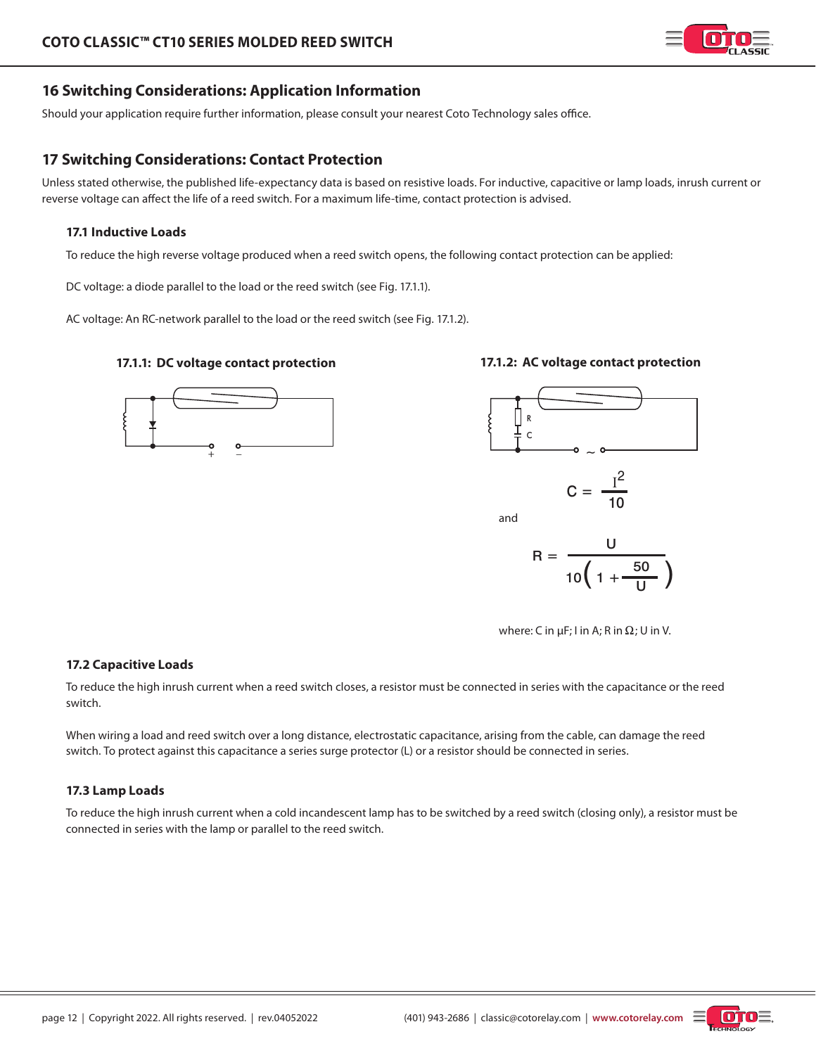## 16 Switching Considerations: Application Information

Should your application require further information, please consult your nearest Coto Technology sales office.

## 17 Switching Considerations: Contact Protection

Unless stated otherwise, the published life-expectancy data is based on resistive loads. For inductive, capacitive or lamp loads, inrush current or reverse voltage can affect the life of a reed switch. For a maximum life-time, contact protection is advised.

### 17.1 Inductive Loads

To reduce the high reverse voltage produced when a reed switch opens, the following contact protection can be applied:

DC voltage: a diode parallel to the load or the reed switch (see Fig. 17.1.1).

AC voltage: An RC-network parallel to the load or the reed switch (see Fig. 17.1.2).

**17.1.1: DC voltage contact protection**

+
–

**17.1.2: AC voltage contact protection**

R
C
~

$$C = \frac{I^2}{10}$$

and

$$R = \frac{U}{10\left(1 + \frac{50}{U}\right)}$$

where: C in µF; I in A; R in Ω; U in V.

### 17.2 Capacitive Loads

To reduce the high inrush current when a reed switch closes, a resistor must be connected in series with the capacitance or the reed switch.

When wiring a load and reed switch over a long distance, electrostatic capacitance, arising from the cable, can damage the reed switch. To protect against this capacitance a series surge protector (L) or a resistor should be connected in series.

### 17.3 Lamp Loads

To reduce the high inrush current when a cold incandescent lamp has to be switched by a reed switch (closing only), a resistor must be connected in series with the lamp or parallel to the reed switch.